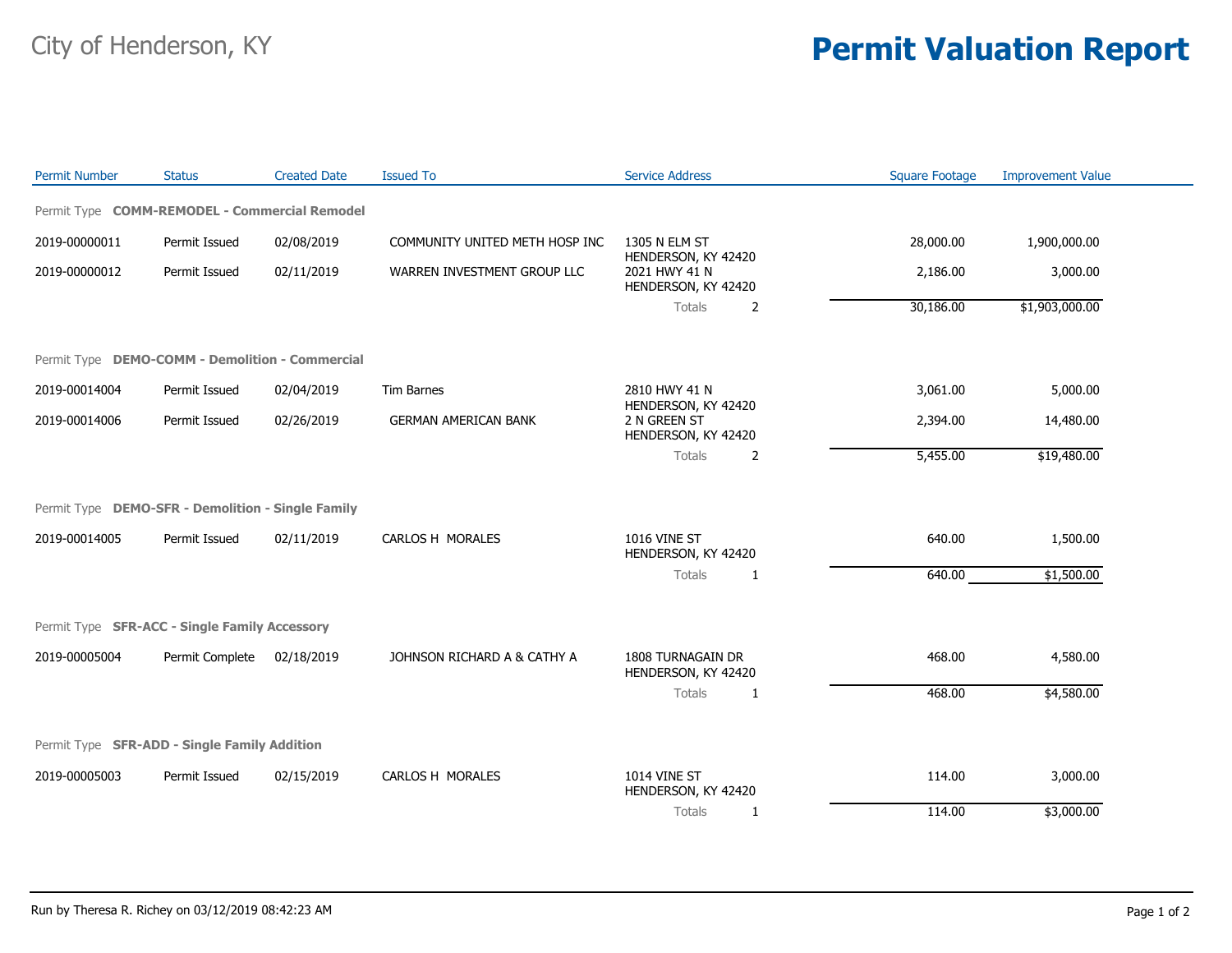City of Henderson, KY

# Permit Valuation Report

| Permit Number | Status | Created Date | Issued To | Service Address | | Square Footage | Improvement Value |
|---|---|---|---|---|---|---|---|
| **Permit Type COMM-REMODEL - Commercial Remodel** | | | | | | | |
| 2019-00000011 | Permit Issued | 02/08/2019 | COMMUNITY UNITED METH HOSP INC | 1305 N ELM ST HENDERSON, KY 42420 | | 28,000.00 | 1,900,000.00 |
| 2019-00000012 | Permit Issued | 02/11/2019 | WARREN INVESTMENT GROUP LLC | 2021 HWY 41 N HENDERSON, KY 42420 | | 2,186.00 | 3,000.00 |
| | | | | Totals | 2 | 30,186.00 | $1,903,000.00 |
| **Permit Type DEMO-COMM - Demolition - Commercial** | | | | | | | |
| 2019-00014004 | Permit Issued | 02/04/2019 | Tim Barnes | 2810 HWY 41 N HENDERSON, KY 42420 | | 3,061.00 | 5,000.00 |
| 2019-00014006 | Permit Issued | 02/26/2019 | GERMAN AMERICAN BANK | 2 N GREEN ST HENDERSON, KY 42420 | | 2,394.00 | 14,480.00 |
| | | | | Totals | 2 | 5,455.00 | $19,480.00 |
| **Permit Type DEMO-SFR - Demolition - Single Family** | | | | | | | |
| 2019-00014005 | Permit Issued | 02/11/2019 | CARLOS H MORALES | 1016 VINE ST HENDERSON, KY 42420 | | 640.00 | 1,500.00 |
| | | | | Totals | 1 | 640.00 | $1,500.00 |
| **Permit Type SFR-ACC - Single Family Accessory** | | | | | | | |
| 2019-00005004 | Permit Complete | 02/18/2019 | JOHNSON RICHARD A & CATHY A | 1808 TURNAGAIN DR HENDERSON, KY 42420 | | 468.00 | 4,580.00 |
| | | | | Totals | 1 | 468.00 | $4,580.00 |
| **Permit Type SFR-ADD - Single Family Addition** | | | | | | | |
| 2019-00005003 | Permit Issued | 02/15/2019 | CARLOS H MORALES | 1014 VINE ST HENDERSON, KY 42420 | | 114.00 | 3,000.00 |
| | | | | Totals | 1 | 114.00 | $3,000.00 |

Run by Theresa R. Richey on 03/12/2019 08:42:23 AM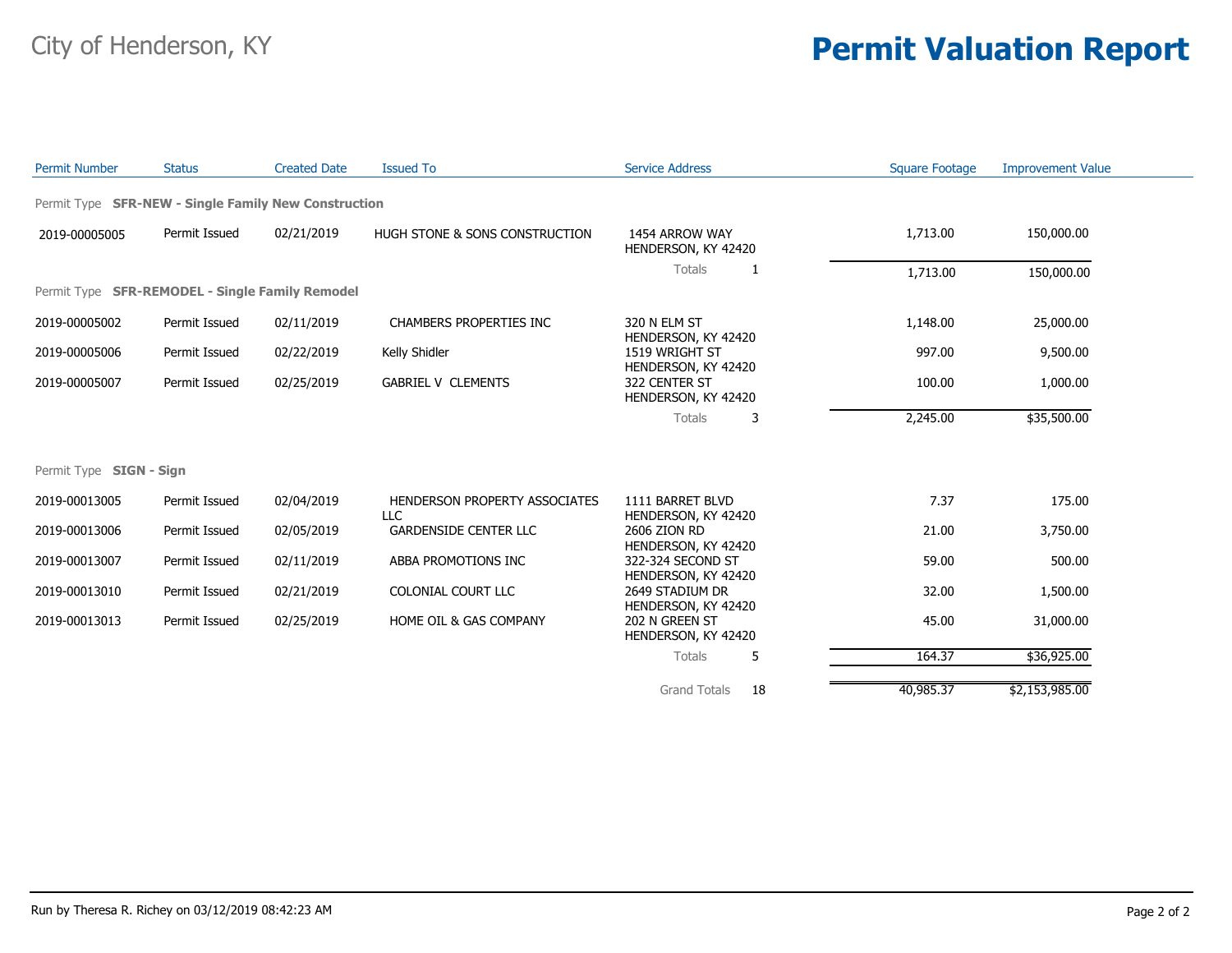City of Henderson, KY

# Permit Valuation Report

| Permit Number | Status | Created Date | Issued To | Service Address | | Square Footage | Improvement Value |
|---|---|---|---|---|---|---|---|
| Permit Type **SFR-NEW - Single Family New Construction** | | | | | | | |
| 2019-00005005 | Permit Issued | 02/21/2019 | HUGH STONE & SONS CONSTRUCTION | 1454 ARROW WAY HENDERSON, KY 42420 | | 1,713.00 | 150,000.00 |
| | | | | Totals | 1 | 1,713.00 | 150,000.00 |
| Permit Type **SFR-REMODEL - Single Family Remodel** | | | | | | | |
| 2019-00005002 | Permit Issued | 02/11/2019 | CHAMBERS PROPERTIES INC | 320 N ELM ST HENDERSON, KY 42420 | | 1,148.00 | 25,000.00 |
| 2019-00005006 | Permit Issued | 02/22/2019 | Kelly Shidler | 1519 WRIGHT ST HENDERSON, KY 42420 | | 997.00 | 9,500.00 |
| 2019-00005007 | Permit Issued | 02/25/2019 | GABRIEL V CLEMENTS | 322 CENTER ST HENDERSON, KY 42420 | | 100.00 | 1,000.00 |
| | | | | Totals | 3 | 2,245.00 | $35,500.00 |
| Permit Type **SIGN - Sign** | | | | | | | |
| 2019-00013005 | Permit Issued | 02/04/2019 | HENDERSON PROPERTY ASSOCIATES LLC | 1111 BARRET BLVD HENDERSON, KY 42420 | | 7.37 | 175.00 |
| 2019-00013006 | Permit Issued | 02/05/2019 | GARDENSIDE CENTER LLC | 2606 ZION RD HENDERSON, KY 42420 | | 21.00 | 3,750.00 |
| 2019-00013007 | Permit Issued | 02/11/2019 | ABBA PROMOTIONS INC | 322-324 SECOND ST HENDERSON, KY 42420 | | 59.00 | 500.00 |
| 2019-00013010 | Permit Issued | 02/21/2019 | COLONIAL COURT LLC | 2649 STADIUM DR HENDERSON, KY 42420 | | 32.00 | 1,500.00 |
| 2019-00013013 | Permit Issued | 02/25/2019 | HOME OIL & GAS COMPANY | 202 N GREEN ST HENDERSON, KY 42420 | | 45.00 | 31,000.00 |
| | | | | Totals | 5 | 164.37 | $36,925.00 |
| | | | | Grand Totals | 18 | 40,985.37 | $2,153,985.00 |

Run by Theresa R. Richey on 03/12/2019 08:42:23 AM